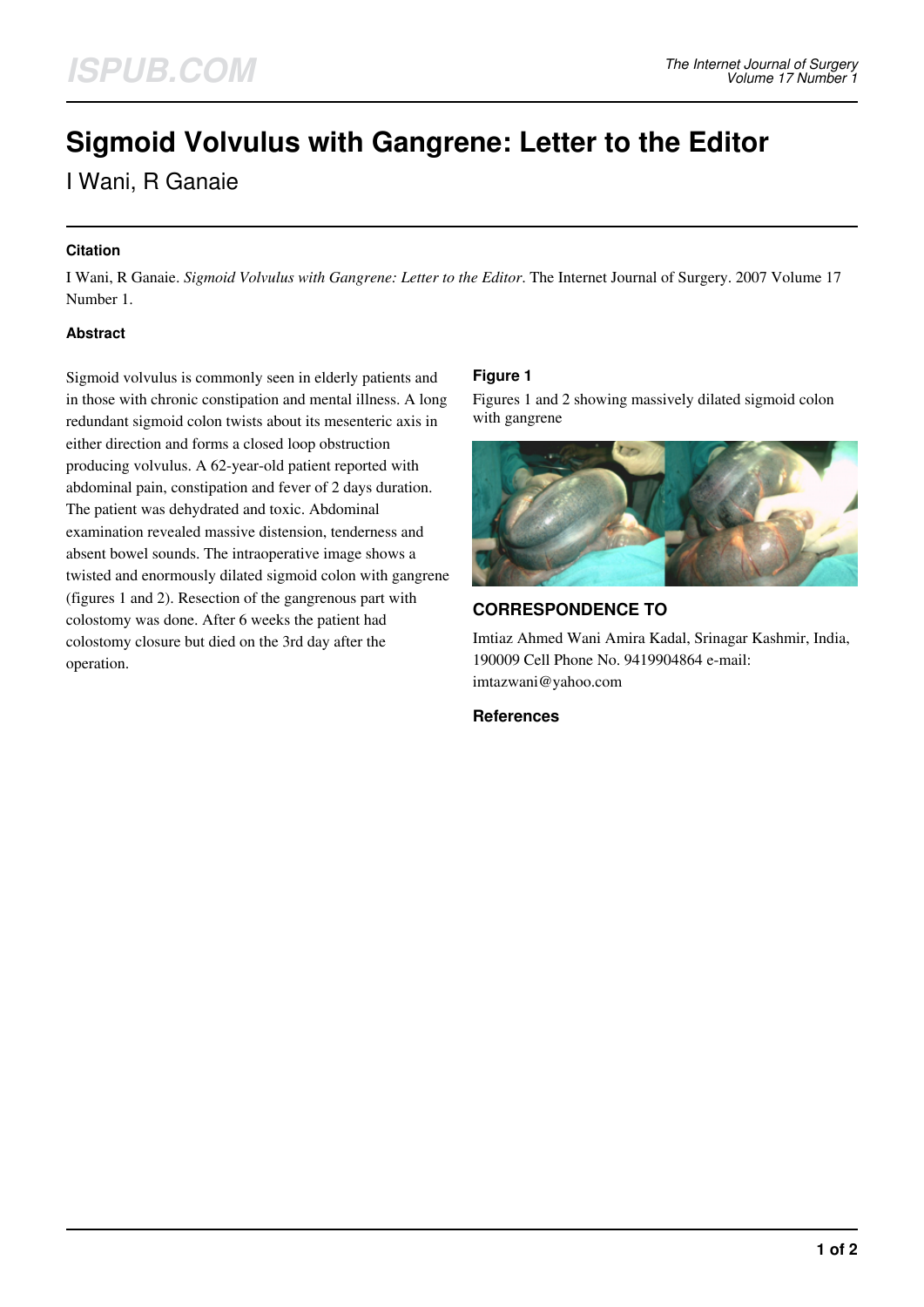# Sigmoid Volvulus with Gangrene: Letter to the Editor

I Wani, R Ganaie

### Citation

I Wani, R Ganaie. *Sigmoid Volvulus with Gangrene: Letter to the Editor*. The Internet Journal of Surgery. 2007 Volume 17 Number 1.

### Abstract

Sigmoid volvulus is commonly seen in elderly patients and in those with chronic constipation and mental illness. A long redundant sigmoid colon twists about its mesenteric axis in either direction and forms a closed loop obstruction producing volvulus. A 62-year-old patient reported with abdominal pain, constipation and fever of 2 days duration. The patient was dehydrated and toxic. Abdominal examination revealed massive distension, tenderness and absent bowel sounds. The intraoperative image shows a twisted and enormously dilated sigmoid colon with gangrene (figures 1 and 2). Resection of the gangrenous part with colostomy was done. After 6 weeks the patient had colostomy closure but died on the 3rd day after the operation.

### Figure 1

Figures 1 and 2 showing massively dilated sigmoid colon with gangrene

## CORRESPONDENCE TO

Imtiaz Ahmed Wani Amira Kadal, Srinagar Kashmir, India, 190009 Cell Phone No. 9419904864 e-mail: imtazwani@yahoo.com

### References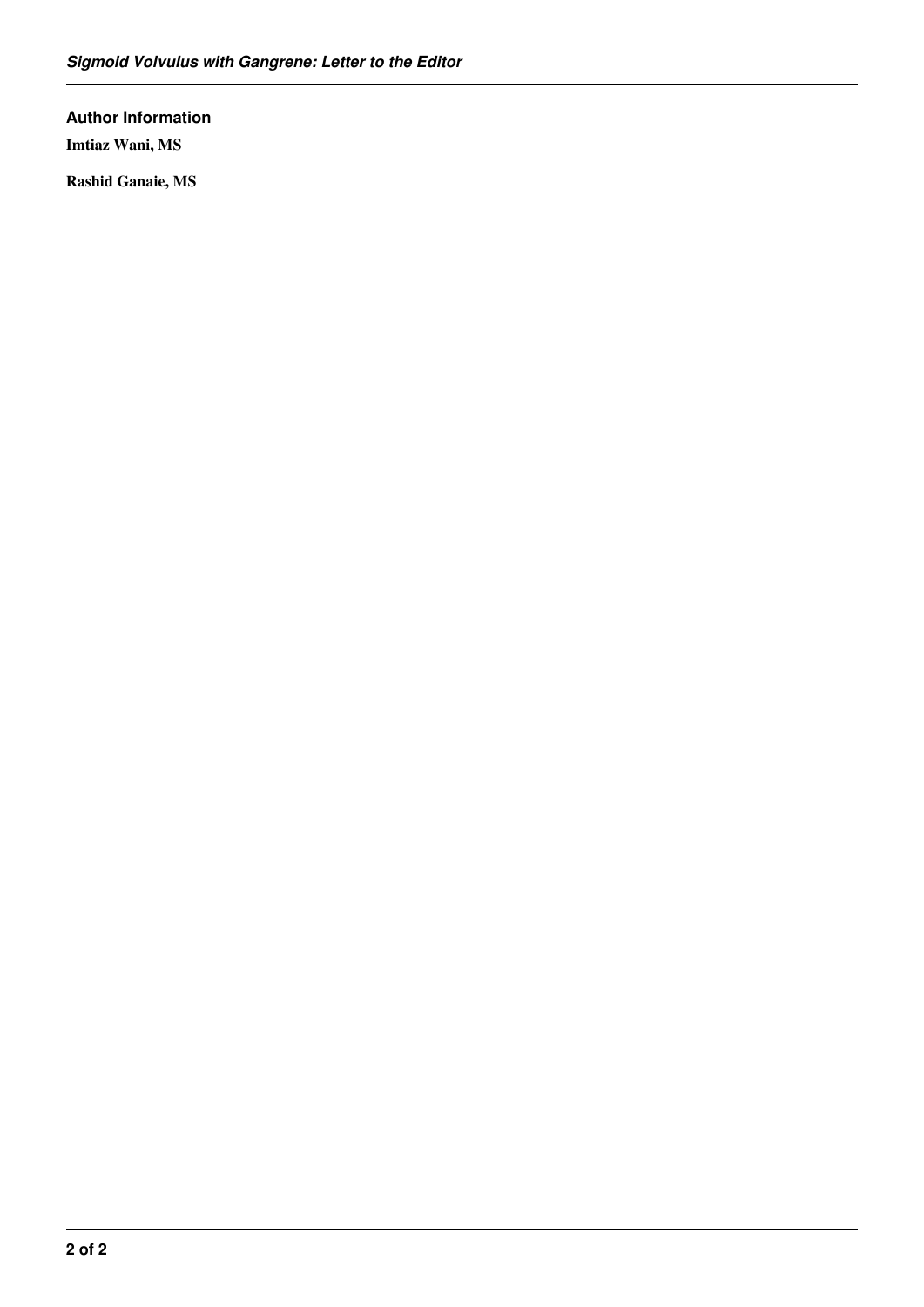## Author Information

**Imtiaz Wani, MS**

**Rashid Ganaie, MS**